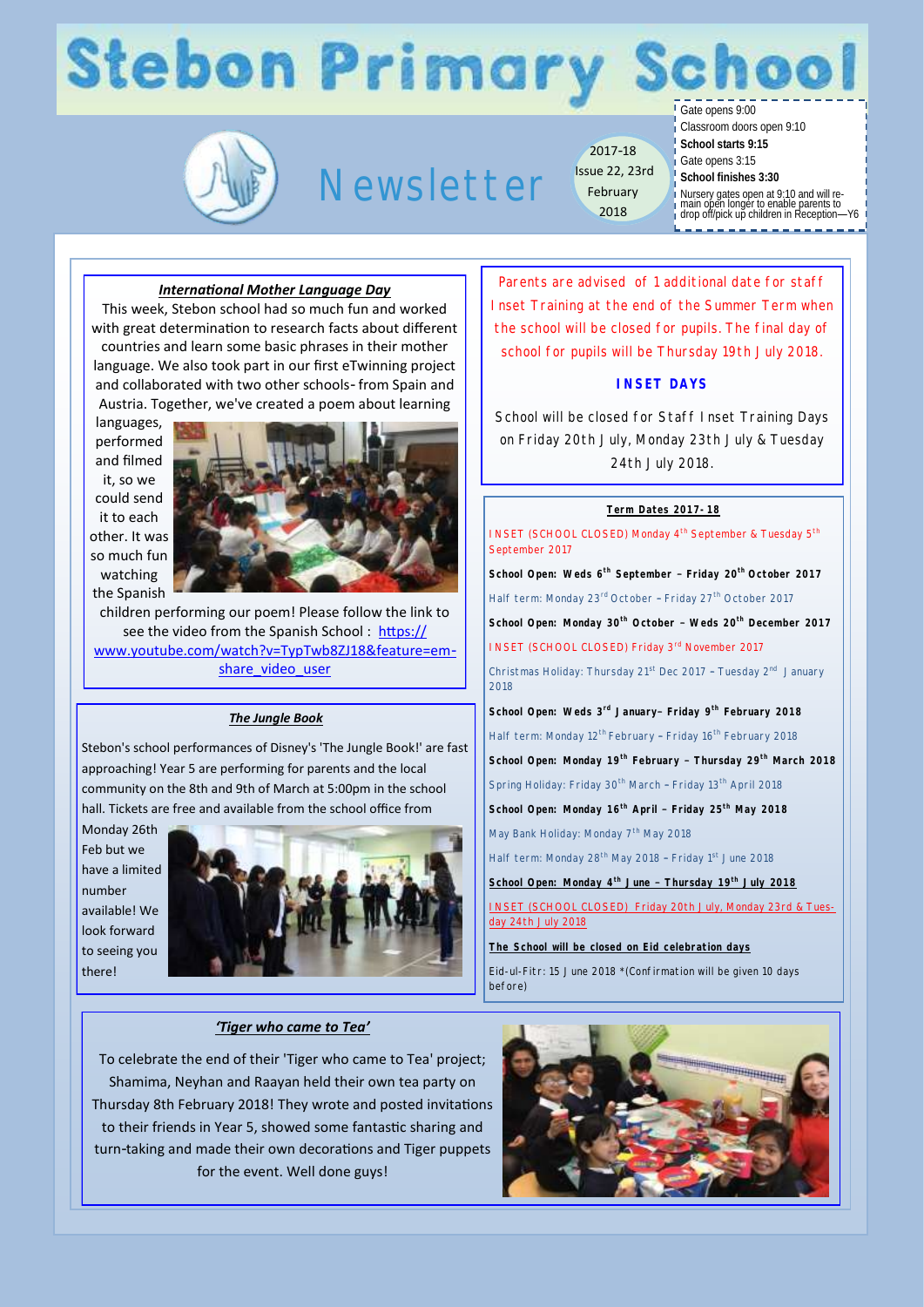# Stebon Primary School

## Newsletter

2017-18
Issue 22, 23rd February 2018

Gate opens 9:00
Classroom doors open 9:10
**School starts 9:15**
Gate opens 3:15
**School finishes 3:30**
Nursery gates open at 9:10 and will remain open longer to enable parents to drop off/pick up children in Reception—Y6

### *International Mother Language Day*

This week, Stebon school had so much fun and worked with great determination to research facts about different countries and learn some basic phrases in their mother language. We also took part in our first eTwinning project and collaborated with two other schools- from Spain and Austria. Together, we've created a poem about learning languages, performed and filmed it, so we could send it to each other. It was so much fun watching the Spanish children performing our poem! Please follow the link to see the video from the Spanish School : https://www.youtube.com/watch?v=TypTwb8ZJ18&feature=em-share_video_user

### *The Jungle Book*

Stebon's school performances of Disney's 'The Jungle Book!' are fast approaching! Year 5 are performing for parents and the local community on the 8th and 9th of March at 5:00pm in the school hall. Tickets are free and available from the school office from Monday 26th Feb but we have a limited number available! We look forward to seeing you there!

Parents are advised of 1 additional date for staff Inset Training at the end of the Summer Term when the school will be closed for pupils. The final day of school for pupils will be Thursday 19th July 2018.

**INSET DAYS**

School will be closed for Staff Inset Training Days on Friday 20th July, Monday 23th July & Tuesday 24th July 2018.

### Term Dates 2017-18

INSET (SCHOOL CLOSED) Monday 4th September & Tuesday 5th September 2017

**School Open: Weds 6th September – Friday 20th October 2017**

Half term: Monday 23rd October – Friday 27th October 2017

**School Open: Monday 30th October – Weds 20th December 2017**

INSET (SCHOOL CLOSED) Friday 3rd November 2017

Christmas Holiday: Thursday 21st Dec 2017 – Tuesday 2nd January 2018

**School Open: Weds 3rd January– Friday 9th February 2018**

Half term: Monday 12th February – Friday 16th February 2018

**School Open: Monday 19th February – Thursday 29th March 2018**

Spring Holiday: Friday 30th March – Friday 13th April 2018

**School Open: Monday 16th April – Friday 25th May 2018**

May Bank Holiday: Monday 7th May 2018

Half term: Monday 28th May 2018 – Friday 1st June 2018

**School Open: Monday 4th June – Thursday 19th July 2018**

INSET (SCHOOL CLOSED) Friday 20th July, Monday 23rd & Tuesday 24th July 2018

**The School will be closed on Eid celebration days**

Eid-ul-Fitr: 15 June 2018 *(Confirmation will be given 10 days before)

### *'Tiger who came to Tea'*

To celebrate the end of their 'Tiger who came to Tea' project; Shamima, Neyhan and Raayan held their own tea party on Thursday 8th February 2018! They wrote and posted invitations to their friends in Year 5, showed some fantastic sharing and turn-taking and made their own decorations and Tiger puppets for the event. Well done guys!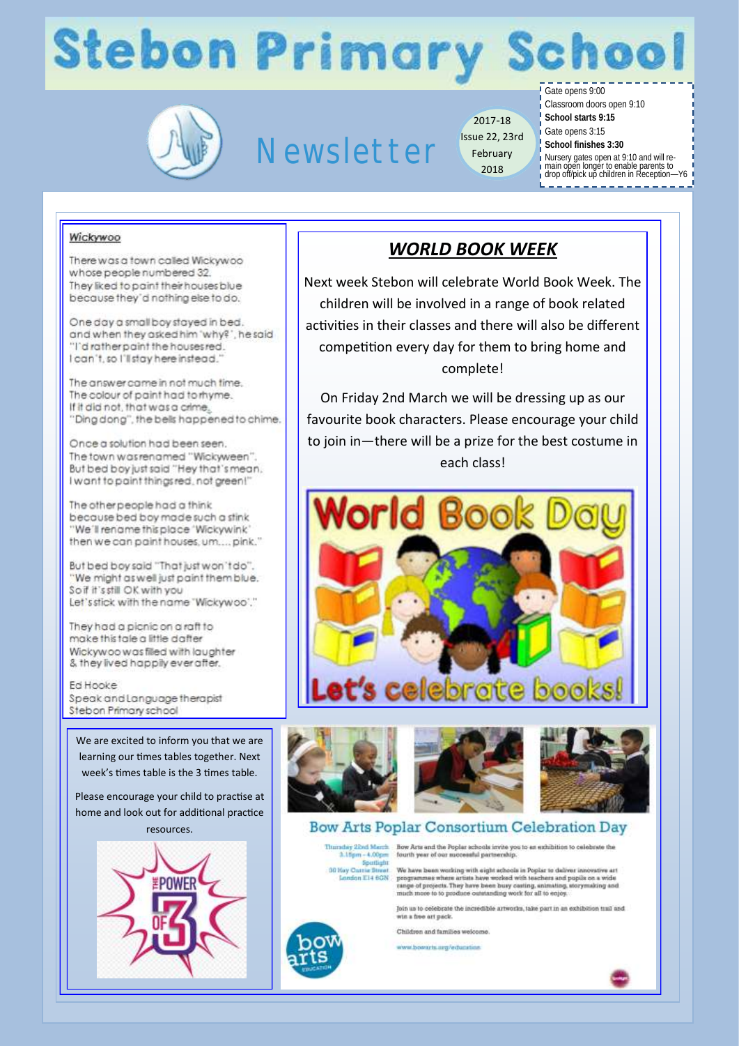# Stebon Primary School

# Newsletter

2017-18
Issue 22, 23rd February 2018

Gate opens 9:00
Classroom doors open 9:10
**School starts 9:15**
Gate opens 3:15
**School finishes 3:30**
Nursery gates open at 9:10 and will remain open longer to enable parents to drop off/pick up children in Reception—Y6

## Wickywoo

There was a town called Wickywoo
whose people numbered 32.
They liked to paint their houses blue
because they'd nothing else to do.

One day a small boy stayed in bed,
and when they asked him "why?", he said
"I'd rather paint the houses red.
I can't, so I'll stay here instead."

The answer came in not much time.
The colour of paint had to rhyme.
If it did not, that was a crime.
"Ding dong", the bells happened to chime.

Once a solution had been seen,
The town was renamed "Wickyween".
But bed boy just said "Hey that's mean.
I want to paint things red, not green!"

The other people had a think
because bed boy made such a stink
"We'll rename this place 'Wickywink'
then we can paint houses, um.... pink."

But bed boy said "That just won't do".
"We might as well just paint them blue.
So if it's still OK with you
Let's stick with the name 'Wickywoo'."

They had a picnic on a raft to
make this tale a little dafter
Wickywoo was filled with laughter
& they lived happily ever after.

Ed Hooke
Speak and Language therapist
Stebon Primary school

## *WORLD BOOK WEEK*

Next week Stebon will celebrate World Book Week. The children will be involved in a range of book related activities in their classes and there will also be different competition every day for them to bring home and complete!

On Friday 2nd March we will be dressing up as our favourite book characters. Please encourage your child to join in—there will be a prize for the best costume in each class!

World Book Day
Let's celebrate books!

We are excited to inform you that we are learning our times tables together. Next week's times table is the 3 times table.

Please encourage your child to practise at home and look out for additional practice resources.

THE POWER OF 3

## Bow Arts Poplar Consortium Celebration Day

Thursday 22nd March
3.15pm - 4.00pm
Spotlight
30 Hay Currie Street
London E14 6GN

Bow Arts and the Poplar schools invite you to an exhibition to celebrate the fourth year of our successful partnership.

We have been working with eight schools in Poplar to deliver innovative art programmes where artists have worked with teachers and pupils on a wide range of projects. They have been busy casting, animating, storymaking and much more to to produce outstanding work for all to enjoy.

Join us to celebrate the incredible artworks, take part in an exhibition trail and win a free art pack.

Children and families welcome.

www.bowarts.org/education